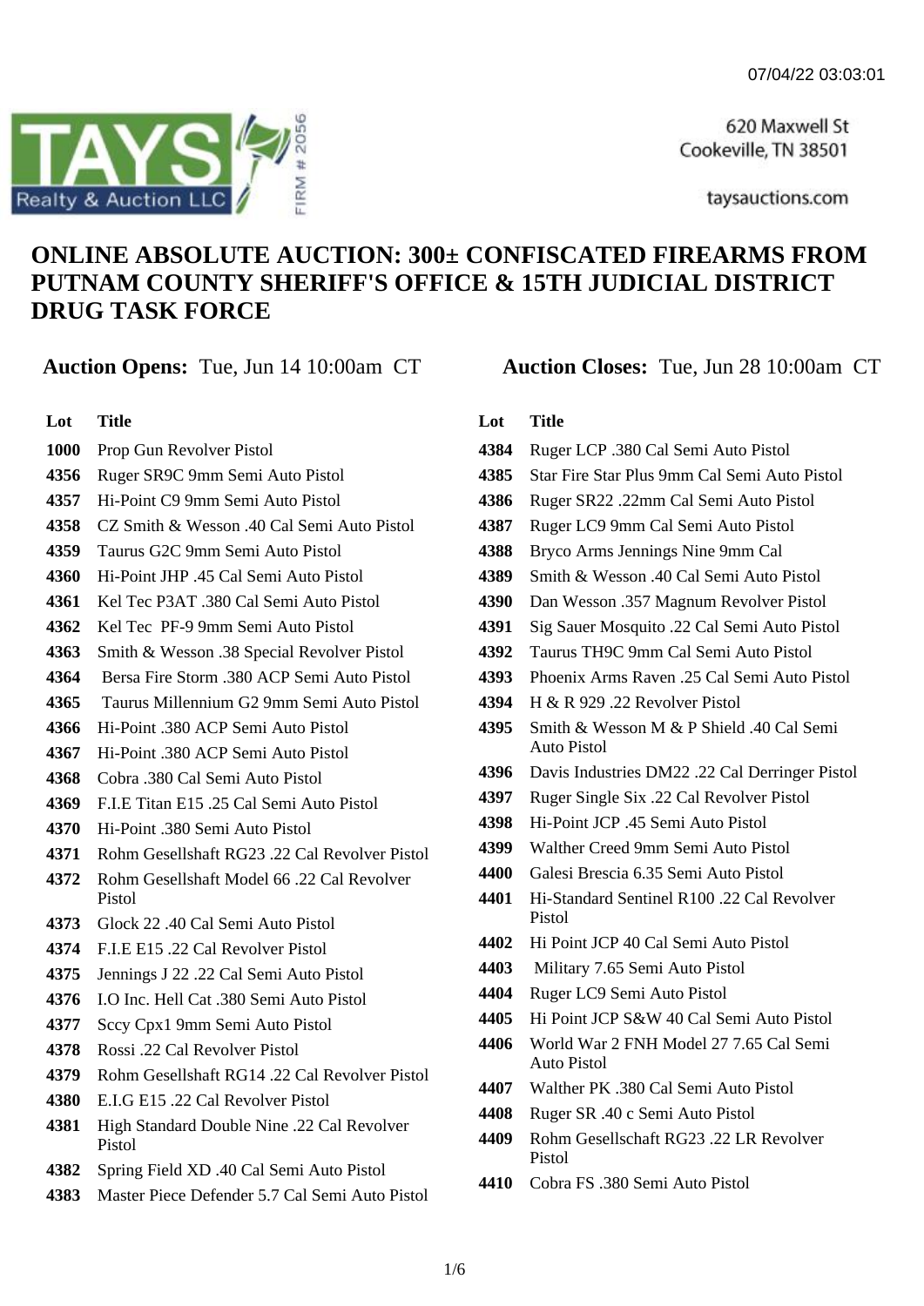07/04/22 03:03:01

TAYS Realty & Auction LLC FIRM # 2056

620 Maxwell St
Cookeville, TN 38501

taysauctions.com

# ONLINE ABSOLUTE AUCTION: 300± CONFISCATED FIREARMS FROM PUTNAM COUNTY SHERIFF'S OFFICE & 15TH JUDICIAL DISTRICT DRUG TASK FORCE

**Auction Opens:** Tue, Jun 14 10:00am CT

**Auction Closes:** Tue, Jun 28 10:00am CT

| Lot | Title |
|---|---|
| 1000 | Prop Gun Revolver Pistol |
| 4356 | Ruger SR9C 9mm Semi Auto Pistol |
| 4357 | Hi-Point C9 9mm Semi Auto Pistol |
| 4358 | CZ Smith & Wesson .40 Cal Semi Auto Pistol |
| 4359 | Taurus G2C 9mm Semi Auto Pistol |
| 4360 | Hi-Point JHP .45 Cal Semi Auto Pistol |
| 4361 | Kel Tec P3AT .380 Cal Semi Auto Pistol |
| 4362 | Kel Tec PF-9 9mm Semi Auto Pistol |
| 4363 | Smith & Wesson .38 Special Revolver Pistol |
| 4364 | Bersa Fire Storm .380 ACP Semi Auto Pistol |
| 4365 | Taurus Millennium G2 9mm Semi Auto Pistol |
| 4366 | Hi-Point .380 ACP Semi Auto Pistol |
| 4367 | Hi-Point .380 ACP Semi Auto Pistol |
| 4368 | Cobra .380 Cal Semi Auto Pistol |
| 4369 | F.I.E Titan E15 .25 Cal Semi Auto Pistol |
| 4370 | Hi-Point .380 Semi Auto Pistol |
| 4371 | Rohm Gesellshaft RG23 .22 Cal Revolver Pistol |
| 4372 | Rohm Gesellshaft Model 66 .22 Cal Revolver Pistol |
| 4373 | Glock 22 .40 Cal Semi Auto Pistol |
| 4374 | F.I.E E15 .22 Cal Revolver Pistol |
| 4375 | Jennings J 22 .22 Cal Semi Auto Pistol |
| 4376 | I.O Inc. Hell Cat .380 Semi Auto Pistol |
| 4377 | Sccy Cpx1 9mm Semi Auto Pistol |
| 4378 | Rossi .22 Cal Revolver Pistol |
| 4379 | Rohm Gesellshaft RG14 .22 Cal Revolver Pistol |
| 4380 | E.I.G E15 .22 Cal Revolver Pistol |
| 4381 | High Standard Double Nine .22 Cal Revolver Pistol |
| 4382 | Spring Field XD .40 Cal Semi Auto Pistol |
| 4383 | Master Piece Defender 5.7 Cal Semi Auto Pistol |
| 4384 | Ruger LCP .380 Cal Semi Auto Pistol |
| 4385 | Star Fire Star Plus 9mm Cal Semi Auto Pistol |
| 4386 | Ruger SR22 .22mm Cal Semi Auto Pistol |
| 4387 | Ruger LC9 9mm Cal Semi Auto Pistol |
| 4388 | Bryco Arms Jennings Nine 9mm Cal |
| 4389 | Smith & Wesson .40 Cal Semi Auto Pistol |
| 4390 | Dan Wesson .357 Magnum Revolver Pistol |
| 4391 | Sig Sauer Mosquito .22 Cal Semi Auto Pistol |
| 4392 | Taurus TH9C 9mm Cal Semi Auto Pistol |
| 4393 | Phoenix Arms Raven .25 Cal Semi Auto Pistol |
| 4394 | H & R 929 .22 Revolver Pistol |
| 4395 | Smith & Wesson M & P Shield .40 Cal Semi Auto Pistol |
| 4396 | Davis Industries DM22 .22 Cal Derringer Pistol |
| 4397 | Ruger Single Six .22 Cal Revolver Pistol |
| 4398 | Hi-Point JCP .45 Semi Auto Pistol |
| 4399 | Walther Creed 9mm Semi Auto Pistol |
| 4400 | Galesi Brescia 6.35 Semi Auto Pistol |
| 4401 | Hi-Standard Sentinel R100 .22 Cal Revolver Pistol |
| 4402 | Hi Point JCP 40 Cal Semi Auto Pistol |
| 4403 | Military 7.65 Semi Auto Pistol |
| 4404 | Ruger LC9 Semi Auto Pistol |
| 4405 | Hi Point JCP S&W 40 Cal Semi Auto Pistol |
| 4406 | World War 2 FNH Model 27 7.65 Cal Semi Auto Pistol |
| 4407 | Walther PK .380 Cal Semi Auto Pistol |
| 4408 | Ruger SR .40 c Semi Auto Pistol |
| 4409 | Rohm Gesellschaft RG23 .22 LR Revolver Pistol |
| 4410 | Cobra FS .380 Semi Auto Pistol |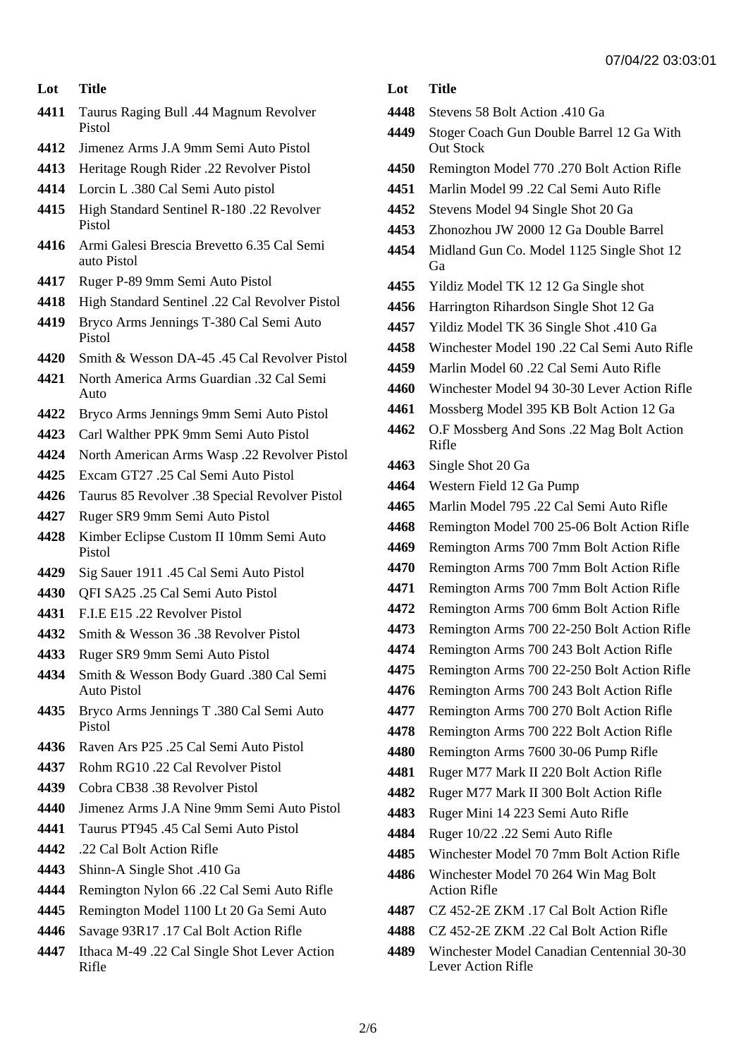| Lot | Title |
|---|---|
| 4411 | Taurus Raging Bull .44 Magnum Revolver Pistol |
| 4412 | Jimenez Arms J.A 9mm Semi Auto Pistol |
| 4413 | Heritage Rough Rider .22 Revolver Pistol |
| 4414 | Lorcin L .380 Cal Semi Auto pistol |
| 4415 | High Standard Sentinel R-180 .22 Revolver Pistol |
| 4416 | Armi Galesi Brescia Brevetto 6.35 Cal Semi auto Pistol |
| 4417 | Ruger P-89 9mm Semi Auto Pistol |
| 4418 | High Standard Sentinel .22 Cal Revolver Pistol |
| 4419 | Bryco Arms Jennings T-380 Cal Semi Auto Pistol |
| 4420 | Smith & Wesson DA-45 .45 Cal Revolver Pistol |
| 4421 | North America Arms Guardian .32 Cal Semi Auto |
| 4422 | Bryco Arms Jennings 9mm Semi Auto Pistol |
| 4423 | Carl Walther PPK 9mm Semi Auto Pistol |
| 4424 | North American Arms Wasp .22 Revolver Pistol |
| 4425 | Excam GT27 .25 Cal Semi Auto Pistol |
| 4426 | Taurus 85 Revolver .38 Special Revolver Pistol |
| 4427 | Ruger SR9 9mm Semi Auto Pistol |
| 4428 | Kimber Eclipse Custom II 10mm Semi Auto Pistol |
| 4429 | Sig Sauer 1911 .45 Cal Semi Auto Pistol |
| 4430 | QFI SA25 .25 Cal Semi Auto Pistol |
| 4431 | F.I.E E15 .22 Revolver Pistol |
| 4432 | Smith & Wesson 36 .38 Revolver Pistol |
| 4433 | Ruger SR9 9mm Semi Auto Pistol |
| 4434 | Smith & Wesson Body Guard .380 Cal Semi Auto Pistol |
| 4435 | Bryco Arms Jennings T .380 Cal Semi Auto Pistol |
| 4436 | Raven Ars P25 .25 Cal Semi Auto Pistol |
| 4437 | Rohm RG10 .22 Cal Revolver Pistol |
| 4439 | Cobra CB38 .38 Revolver Pistol |
| 4440 | Jimenez Arms J.A Nine 9mm Semi Auto Pistol |
| 4441 | Taurus PT945 .45 Cal Semi Auto Pistol |
| 4442 | .22 Cal Bolt Action Rifle |
| 4443 | Shinn-A Single Shot .410 Ga |
| 4444 | Remington Nylon 66 .22 Cal Semi Auto Rifle |
| 4445 | Remington Model 1100 Lt 20 Ga Semi Auto |
| 4446 | Savage 93R17 .17 Cal Bolt Action Rifle |
| 4447 | Ithaca M-49 .22 Cal Single Shot Lever Action Rifle |
| 4448 | Stevens 58 Bolt Action .410 Ga |
| 4449 | Stoger Coach Gun Double Barrel 12 Ga With Out Stock |
| 4450 | Remington Model 770 .270 Bolt Action Rifle |
| 4451 | Marlin Model 99 .22 Cal Semi Auto Rifle |
| 4452 | Stevens Model 94 Single Shot 20 Ga |
| 4453 | Zhonozhou JW 2000 12 Ga Double Barrel |
| 4454 | Midland Gun Co. Model 1125 Single Shot 12 Ga |
| 4455 | Yildiz Model TK 12 12 Ga Single shot |
| 4456 | Harrington Rihardson Single Shot 12 Ga |
| 4457 | Yildiz Model TK 36 Single Shot .410 Ga |
| 4458 | Winchester Model 190 .22 Cal Semi Auto Rifle |
| 4459 | Marlin Model 60 .22 Cal Semi Auto Rifle |
| 4460 | Winchester Model 94 30-30 Lever Action Rifle |
| 4461 | Mossberg Model 395 KB Bolt Action 12 Ga |
| 4462 | O.F Mossberg And Sons .22 Mag Bolt Action Rifle |
| 4463 | Single Shot 20 Ga |
| 4464 | Western Field 12 Ga Pump |
| 4465 | Marlin Model 795 .22 Cal Semi Auto Rifle |
| 4468 | Remington Model 700 25-06 Bolt Action Rifle |
| 4469 | Remington Arms 700 7mm Bolt Action Rifle |
| 4470 | Remington Arms 700 7mm Bolt Action Rifle |
| 4471 | Remington Arms 700 7mm Bolt Action Rifle |
| 4472 | Remington Arms 700 6mm Bolt Action Rifle |
| 4473 | Remington Arms 700 22-250 Bolt Action Rifle |
| 4474 | Remington Arms 700 243 Bolt Action Rifle |
| 4475 | Remington Arms 700 22-250 Bolt Action Rifle |
| 4476 | Remington Arms 700 243 Bolt Action Rifle |
| 4477 | Remington Arms 700 270 Bolt Action Rifle |
| 4478 | Remington Arms 700 222 Bolt Action Rifle |
| 4480 | Remington Arms 7600 30-06 Pump Rifle |
| 4481 | Ruger M77 Mark II 220 Bolt Action Rifle |
| 4482 | Ruger M77 Mark II 300 Bolt Action Rifle |
| 4483 | Ruger Mini 14 223 Semi Auto Rifle |
| 4484 | Ruger 10/22 .22 Semi Auto Rifle |
| 4485 | Winchester Model 70 7mm Bolt Action Rifle |
| 4486 | Winchester Model 70 264 Win Mag Bolt Action Rifle |
| 4487 | CZ 452-2E ZKM .17 Cal Bolt Action Rifle |
| 4488 | CZ 452-2E ZKM .22 Cal Bolt Action Rifle |
| 4489 | Winchester Model Canadian Centennial 30-30 Lever Action Rifle |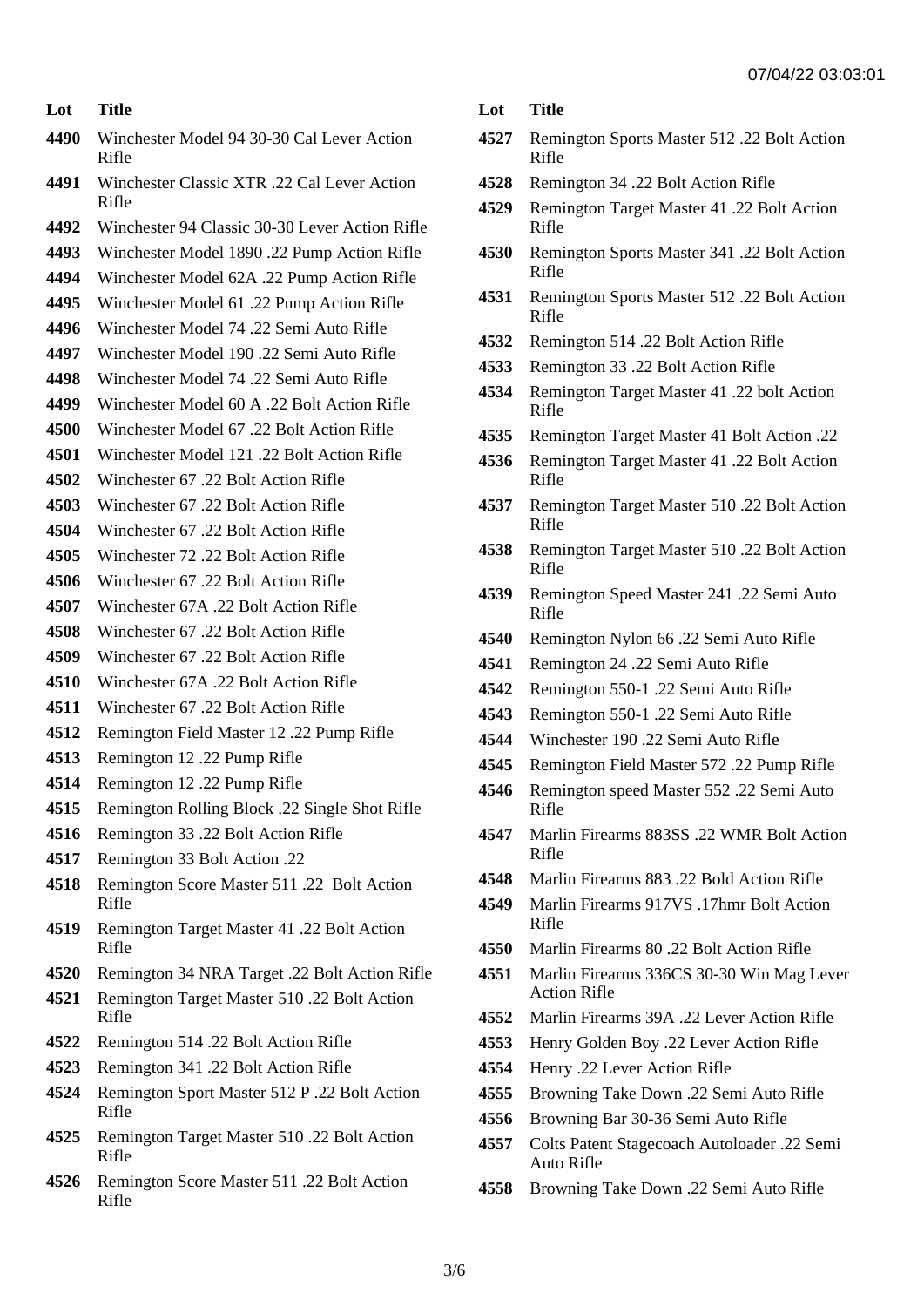| Lot | Title |
|---|---|
| 4490 | Winchester Model 94 30-30 Cal Lever Action Rifle |
| 4491 | Winchester Classic XTR .22 Cal Lever Action Rifle |
| 4492 | Winchester 94 Classic 30-30 Lever Action Rifle |
| 4493 | Winchester Model 1890 .22 Pump Action Rifle |
| 4494 | Winchester Model 62A .22 Pump Action Rifle |
| 4495 | Winchester Model 61 .22 Pump Action Rifle |
| 4496 | Winchester Model 74 .22 Semi Auto Rifle |
| 4497 | Winchester Model 190 .22 Semi Auto Rifle |
| 4498 | Winchester Model 74 .22 Semi Auto Rifle |
| 4499 | Winchester Model 60 A .22 Bolt Action Rifle |
| 4500 | Winchester Model 67 .22 Bolt Action Rifle |
| 4501 | Winchester Model 121 .22 Bolt Action Rifle |
| 4502 | Winchester 67 .22 Bolt Action Rifle |
| 4503 | Winchester 67 .22 Bolt Action Rifle |
| 4504 | Winchester 67 .22 Bolt Action Rifle |
| 4505 | Winchester 72 .22 Bolt Action Rifle |
| 4506 | Winchester 67 .22 Bolt Action Rifle |
| 4507 | Winchester 67A .22 Bolt Action Rifle |
| 4508 | Winchester 67 .22 Bolt Action Rifle |
| 4509 | Winchester 67 .22 Bolt Action Rifle |
| 4510 | Winchester 67A .22 Bolt Action Rifle |
| 4511 | Winchester 67 .22 Bolt Action Rifle |
| 4512 | Remington Field Master 12 .22 Pump Rifle |
| 4513 | Remington 12 .22 Pump Rifle |
| 4514 | Remington 12 .22 Pump Rifle |
| 4515 | Remington Rolling Block .22 Single Shot Rifle |
| 4516 | Remington 33 .22 Bolt Action Rifle |
| 4517 | Remington 33 Bolt Action .22 |
| 4518 | Remington Score Master 511 .22 Bolt Action Rifle |
| 4519 | Remington Target Master 41 .22 Bolt Action Rifle |
| 4520 | Remington 34 NRA Target .22 Bolt Action Rifle |
| 4521 | Remington Target Master 510 .22 Bolt Action Rifle |
| 4522 | Remington 514 .22 Bolt Action Rifle |
| 4523 | Remington 341 .22 Bolt Action Rifle |
| 4524 | Remington Sport Master 512 P .22 Bolt Action Rifle |
| 4525 | Remington Target Master 510 .22 Bolt Action Rifle |
| 4526 | Remington Score Master 511 .22 Bolt Action Rifle |
| 4527 | Remington Sports Master 512 .22 Bolt Action Rifle |
| 4528 | Remington 34 .22 Bolt Action Rifle |
| 4529 | Remington Target Master 41 .22 Bolt Action Rifle |
| 4530 | Remington Sports Master 341 .22 Bolt Action Rifle |
| 4531 | Remington Sports Master 512 .22 Bolt Action Rifle |
| 4532 | Remington 514 .22 Bolt Action Rifle |
| 4533 | Remington 33 .22 Bolt Action Rifle |
| 4534 | Remington Target Master 41 .22 bolt Action Rifle |
| 4535 | Remington Target Master 41 Bolt Action .22 |
| 4536 | Remington Target Master 41 .22 Bolt Action Rifle |
| 4537 | Remington Target Master 510 .22 Bolt Action Rifle |
| 4538 | Remington Target Master 510 .22 Bolt Action Rifle |
| 4539 | Remington Speed Master 241 .22 Semi Auto Rifle |
| 4540 | Remington Nylon 66 .22 Semi Auto Rifle |
| 4541 | Remington 24 .22 Semi Auto Rifle |
| 4542 | Remington 550-1 .22 Semi Auto Rifle |
| 4543 | Remington 550-1 .22 Semi Auto Rifle |
| 4544 | Winchester 190 .22 Semi Auto Rifle |
| 4545 | Remington Field Master 572 .22 Pump Rifle |
| 4546 | Remington speed Master 552 .22 Semi Auto Rifle |
| 4547 | Marlin Firearms 883SS .22 WMR Bolt Action Rifle |
| 4548 | Marlin Firearms 883 .22 Bold Action Rifle |
| 4549 | Marlin Firearms 917VS .17hmr Bolt Action Rifle |
| 4550 | Marlin Firearms 80 .22 Bolt Action Rifle |
| 4551 | Marlin Firearms 336CS 30-30 Win Mag Lever Action Rifle |
| 4552 | Marlin Firearms 39A .22 Lever Action Rifle |
| 4553 | Henry Golden Boy .22 Lever Action Rifle |
| 4554 | Henry .22 Lever Action Rifle |
| 4555 | Browning Take Down .22 Semi Auto Rifle |
| 4556 | Browning Bar 30-36 Semi Auto Rifle |
| 4557 | Colts Patent Stagecoach Autoloader .22 Semi Auto Rifle |
| 4558 | Browning Take Down .22 Semi Auto Rifle |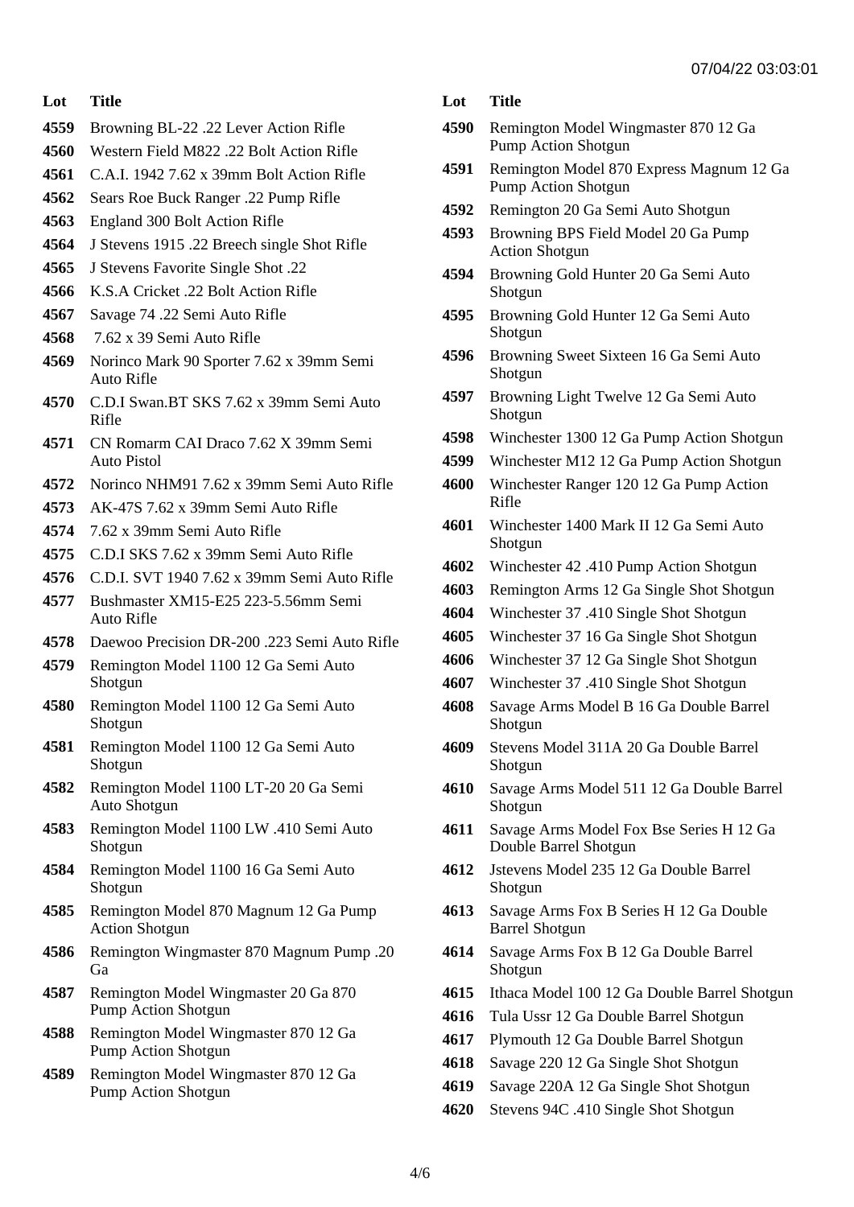07/04/22 03:03:01

| Lot | Title |
| --- | --- |
| 4559 | Browning BL-22 .22 Lever Action Rifle |
| 4560 | Western Field M822 .22 Bolt Action Rifle |
| 4561 | C.A.I. 1942 7.62 x 39mm Bolt Action Rifle |
| 4562 | Sears Roe Buck Ranger .22 Pump Rifle |
| 4563 | England 300 Bolt Action Rifle |
| 4564 | J Stevens 1915 .22 Breech single Shot Rifle |
| 4565 | J Stevens Favorite Single Shot .22 |
| 4566 | K.S.A Cricket .22 Bolt Action Rifle |
| 4567 | Savage 74 .22 Semi Auto Rifle |
| 4568 | 7.62 x 39 Semi Auto Rifle |
| 4569 | Norinco Mark 90 Sporter 7.62 x 39mm Semi Auto Rifle |
| 4570 | C.D.I Swan.BT SKS 7.62 x 39mm Semi Auto Rifle |
| 4571 | CN Romarm CAI Draco 7.62 X 39mm Semi Auto Pistol |
| 4572 | Norinco NHM91 7.62 x 39mm Semi Auto Rifle |
| 4573 | AK-47S 7.62 x 39mm Semi Auto Rifle |
| 4574 | 7.62 x 39mm Semi Auto Rifle |
| 4575 | C.D.I SKS 7.62 x 39mm Semi Auto Rifle |
| 4576 | C.D.I. SVT 1940 7.62 x 39mm Semi Auto Rifle |
| 4577 | Bushmaster XM15-E25 223-5.56mm Semi Auto Rifle |
| 4578 | Daewoo Precision DR-200 .223 Semi Auto Rifle |
| 4579 | Remington Model 1100 12 Ga Semi Auto Shotgun |
| 4580 | Remington Model 1100 12 Ga Semi Auto Shotgun |
| 4581 | Remington Model 1100 12 Ga Semi Auto Shotgun |
| 4582 | Remington Model 1100 LT-20 20 Ga Semi Auto Shotgun |
| 4583 | Remington Model 1100 LW .410 Semi Auto Shotgun |
| 4584 | Remington Model 1100 16 Ga Semi Auto Shotgun |
| 4585 | Remington Model 870 Magnum 12 Ga Pump Action Shotgun |
| 4586 | Remington Wingmaster 870 Magnum Pump .20 Ga |
| 4587 | Remington Model Wingmaster 20 Ga 870 Pump Action Shotgun |
| 4588 | Remington Model Wingmaster 870 12 Ga Pump Action Shotgun |
| 4589 | Remington Model Wingmaster 870 12 Ga Pump Action Shotgun |
| 4590 | Remington Model Wingmaster 870 12 Ga Pump Action Shotgun |
| 4591 | Remington Model 870 Express Magnum 12 Ga Pump Action Shotgun |
| 4592 | Remington 20 Ga Semi Auto Shotgun |
| 4593 | Browning BPS Field Model 20 Ga Pump Action Shotgun |
| 4594 | Browning Gold Hunter 20 Ga Semi Auto Shotgun |
| 4595 | Browning Gold Hunter 12 Ga Semi Auto Shotgun |
| 4596 | Browning Sweet Sixteen 16 Ga Semi Auto Shotgun |
| 4597 | Browning Light Twelve 12 Ga Semi Auto Shotgun |
| 4598 | Winchester 1300 12 Ga Pump Action Shotgun |
| 4599 | Winchester M12 12 Ga Pump Action Shotgun |
| 4600 | Winchester Ranger 120 12 Ga Pump Action Rifle |
| 4601 | Winchester 1400 Mark II 12 Ga Semi Auto Shotgun |
| 4602 | Winchester 42 .410 Pump Action Shotgun |
| 4603 | Remington Arms 12 Ga Single Shot Shotgun |
| 4604 | Winchester 37 .410 Single Shot Shotgun |
| 4605 | Winchester 37 16 Ga Single Shot Shotgun |
| 4606 | Winchester 37 12 Ga Single Shot Shotgun |
| 4607 | Winchester 37 .410 Single Shot Shotgun |
| 4608 | Savage Arms Model B 16 Ga Double Barrel Shotgun |
| 4609 | Stevens Model 311A 20 Ga Double Barrel Shotgun |
| 4610 | Savage Arms Model 511 12 Ga Double Barrel Shotgun |
| 4611 | Savage Arms Model Fox Bse Series H 12 Ga Double Barrel Shotgun |
| 4612 | Jstevens Model 235 12 Ga Double Barrel Shotgun |
| 4613 | Savage Arms Fox B Series H 12 Ga Double Barrel Shotgun |
| 4614 | Savage Arms Fox B 12 Ga Double Barrel Shotgun |
| 4615 | Ithaca Model 100 12 Ga Double Barrel Shotgun |
| 4616 | Tula Ussr 12 Ga Double Barrel Shotgun |
| 4617 | Plymouth 12 Ga Double Barrel Shotgun |
| 4618 | Savage 220 12 Ga Single Shot Shotgun |
| 4619 | Savage 220A 12 Ga Single Shot Shotgun |
| 4620 | Stevens 94C .410 Single Shot Shotgun |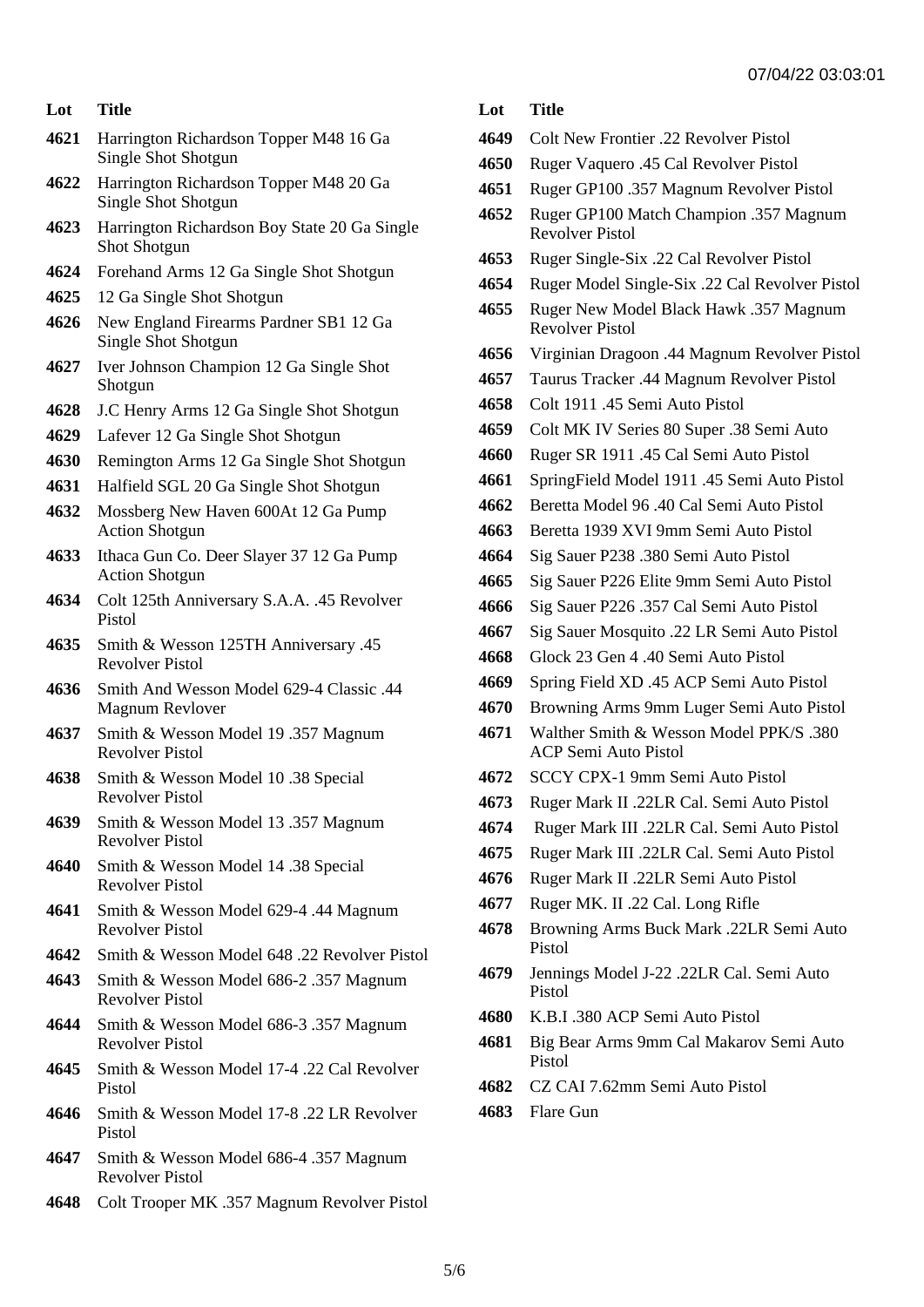| Lot | Title |
|---|---|
| 4621 | Harrington Richardson Topper M48 16 Ga Single Shot Shotgun |
| 4622 | Harrington Richardson Topper M48 20 Ga Single Shot Shotgun |
| 4623 | Harrington Richardson Boy State 20 Ga Single Shot Shotgun |
| 4624 | Forehand Arms 12 Ga Single Shot Shotgun |
| 4625 | 12 Ga Single Shot Shotgun |
| 4626 | New England Firearms Pardner SB1 12 Ga Single Shot Shotgun |
| 4627 | Iver Johnson Champion 12 Ga Single Shot Shotgun |
| 4628 | J.C Henry Arms 12 Ga Single Shot Shotgun |
| 4629 | Lafever 12 Ga Single Shot Shotgun |
| 4630 | Remington Arms 12 Ga Single Shot Shotgun |
| 4631 | Halfield SGL 20 Ga Single Shot Shotgun |
| 4632 | Mossberg New Haven 600At 12 Ga Pump Action Shotgun |
| 4633 | Ithaca Gun Co. Deer Slayer 37 12 Ga Pump Action Shotgun |
| 4634 | Colt 125th Anniversary S.A.A. .45 Revolver Pistol |
| 4635 | Smith & Wesson 125TH Anniversary .45 Revolver Pistol |
| 4636 | Smith And Wesson Model 629-4 Classic .44 Magnum Revlover |
| 4637 | Smith & Wesson Model 19 .357 Magnum Revolver Pistol |
| 4638 | Smith & Wesson Model 10 .38 Special Revolver Pistol |
| 4639 | Smith & Wesson Model 13 .357 Magnum Revolver Pistol |
| 4640 | Smith & Wesson Model 14 .38 Special Revolver Pistol |
| 4641 | Smith & Wesson Model 629-4 .44 Magnum Revolver Pistol |
| 4642 | Smith & Wesson Model 648 .22 Revolver Pistol |
| 4643 | Smith & Wesson Model 686-2 .357 Magnum Revolver Pistol |
| 4644 | Smith & Wesson Model 686-3 .357 Magnum Revolver Pistol |
| 4645 | Smith & Wesson Model 17-4 .22 Cal Revolver Pistol |
| 4646 | Smith & Wesson Model 17-8 .22 LR Revolver Pistol |
| 4647 | Smith & Wesson Model 686-4 .357 Magnum Revolver Pistol |
| 4648 | Colt Trooper MK .357 Magnum Revolver Pistol |
| 4649 | Colt New Frontier .22 Revolver Pistol |
| 4650 | Ruger Vaquero .45 Cal Revolver Pistol |
| 4651 | Ruger GP100 .357 Magnum Revolver Pistol |
| 4652 | Ruger GP100 Match Champion .357 Magnum Revolver Pistol |
| 4653 | Ruger Single-Six .22 Cal Revolver Pistol |
| 4654 | Ruger Model Single-Six .22 Cal Revolver Pistol |
| 4655 | Ruger New Model Black Hawk .357 Magnum Revolver Pistol |
| 4656 | Virginian Dragoon .44 Magnum Revolver Pistol |
| 4657 | Taurus Tracker .44 Magnum Revolver Pistol |
| 4658 | Colt 1911 .45 Semi Auto Pistol |
| 4659 | Colt MK IV Series 80 Super .38 Semi Auto |
| 4660 | Ruger SR 1911 .45 Cal Semi Auto Pistol |
| 4661 | SpringField Model 1911 .45 Semi Auto Pistol |
| 4662 | Beretta Model 96 .40 Cal Semi Auto Pistol |
| 4663 | Beretta 1939 XVI 9mm Semi Auto Pistol |
| 4664 | Sig Sauer P238 .380 Semi Auto Pistol |
| 4665 | Sig Sauer P226 Elite 9mm Semi Auto Pistol |
| 4666 | Sig Sauer P226 .357 Cal Semi Auto Pistol |
| 4667 | Sig Sauer Mosquito .22 LR Semi Auto Pistol |
| 4668 | Glock 23 Gen 4 .40 Semi Auto Pistol |
| 4669 | Spring Field XD .45 ACP Semi Auto Pistol |
| 4670 | Browning Arms 9mm Luger Semi Auto Pistol |
| 4671 | Walther Smith & Wesson Model PPK/S .380 ACP Semi Auto Pistol |
| 4672 | SCCY CPX-1 9mm Semi Auto Pistol |
| 4673 | Ruger Mark II .22LR Cal. Semi Auto Pistol |
| 4674 | Ruger Mark III .22LR Cal. Semi Auto Pistol |
| 4675 | Ruger Mark III .22LR Cal. Semi Auto Pistol |
| 4676 | Ruger Mark II .22LR Semi Auto Pistol |
| 4677 | Ruger MK. II .22 Cal. Long Rifle |
| 4678 | Browning Arms Buck Mark .22LR Semi Auto Pistol |
| 4679 | Jennings Model J-22 .22LR Cal. Semi Auto Pistol |
| 4680 | K.B.I .380 ACP Semi Auto Pistol |
| 4681 | Big Bear Arms 9mm Cal Makarov Semi Auto Pistol |
| 4682 | CZ CAI 7.62mm Semi Auto Pistol |
| 4683 | Flare Gun |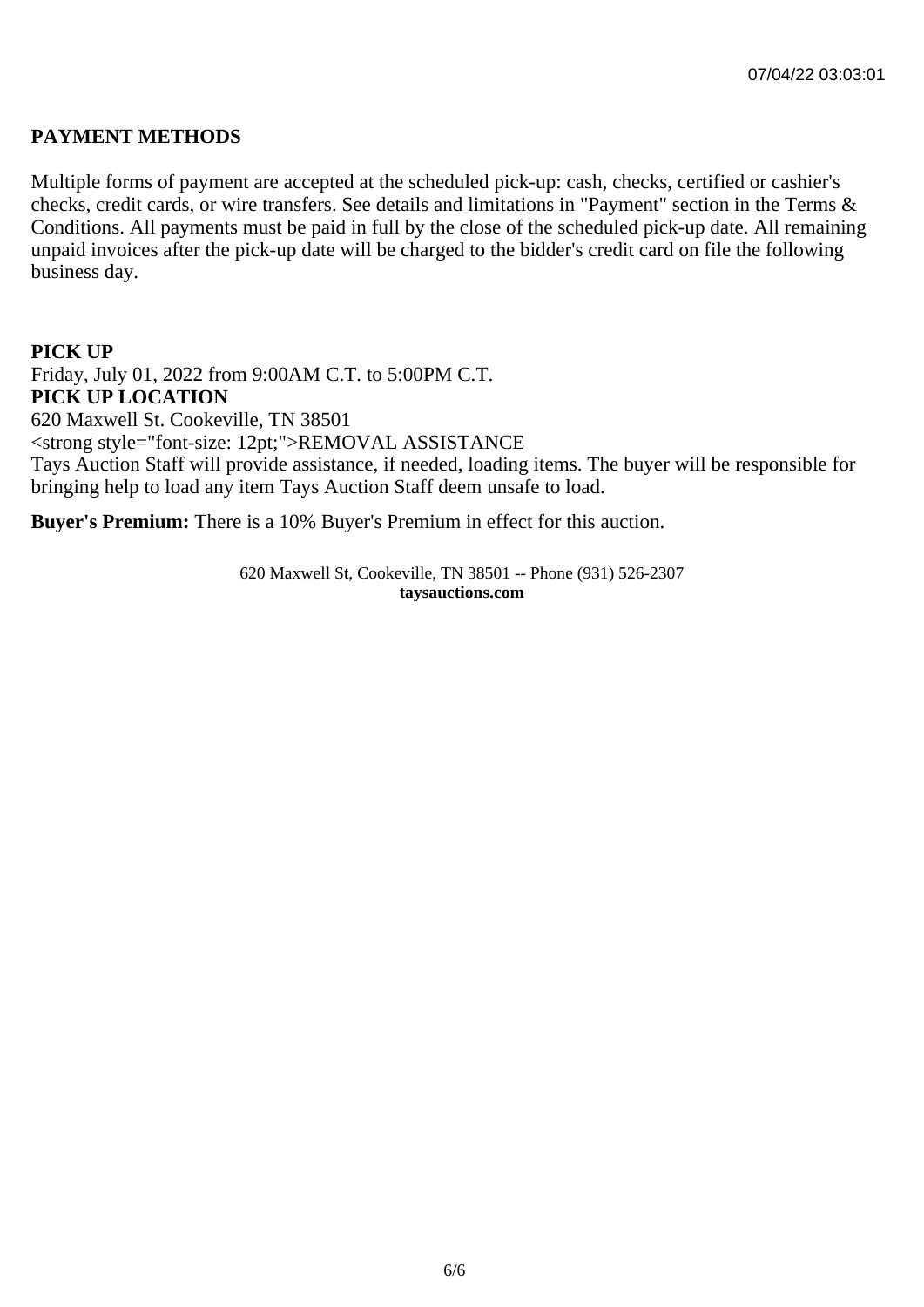**PAYMENT METHODS**

Multiple forms of payment are accepted at the scheduled pick-up: cash, checks, certified or cashier's checks, credit cards, or wire transfers. See details and limitations in "Payment" section in the Terms & Conditions. All payments must be paid in full by the close of the scheduled pick-up date. All remaining unpaid invoices after the pick-up date will be charged to the bidder's credit card on file the following business day.

**PICK UP**
Friday, July 01, 2022 from 9:00AM C.T. to 5:00PM C.T.
**PICK UP LOCATION**
620 Maxwell St. Cookeville, TN 38501
<strong style="font-size: 12pt;">REMOVAL ASSISTANCE
Tays Auction Staff will provide assistance, if needed, loading items. The buyer will be responsible for bringing help to load any item Tays Auction Staff deem unsafe to load.

**Buyer's Premium:** There is a 10% Buyer's Premium in effect for this auction.

620 Maxwell St, Cookeville, TN 38501 -- Phone (931) 526-2307
**taysauctions.com**